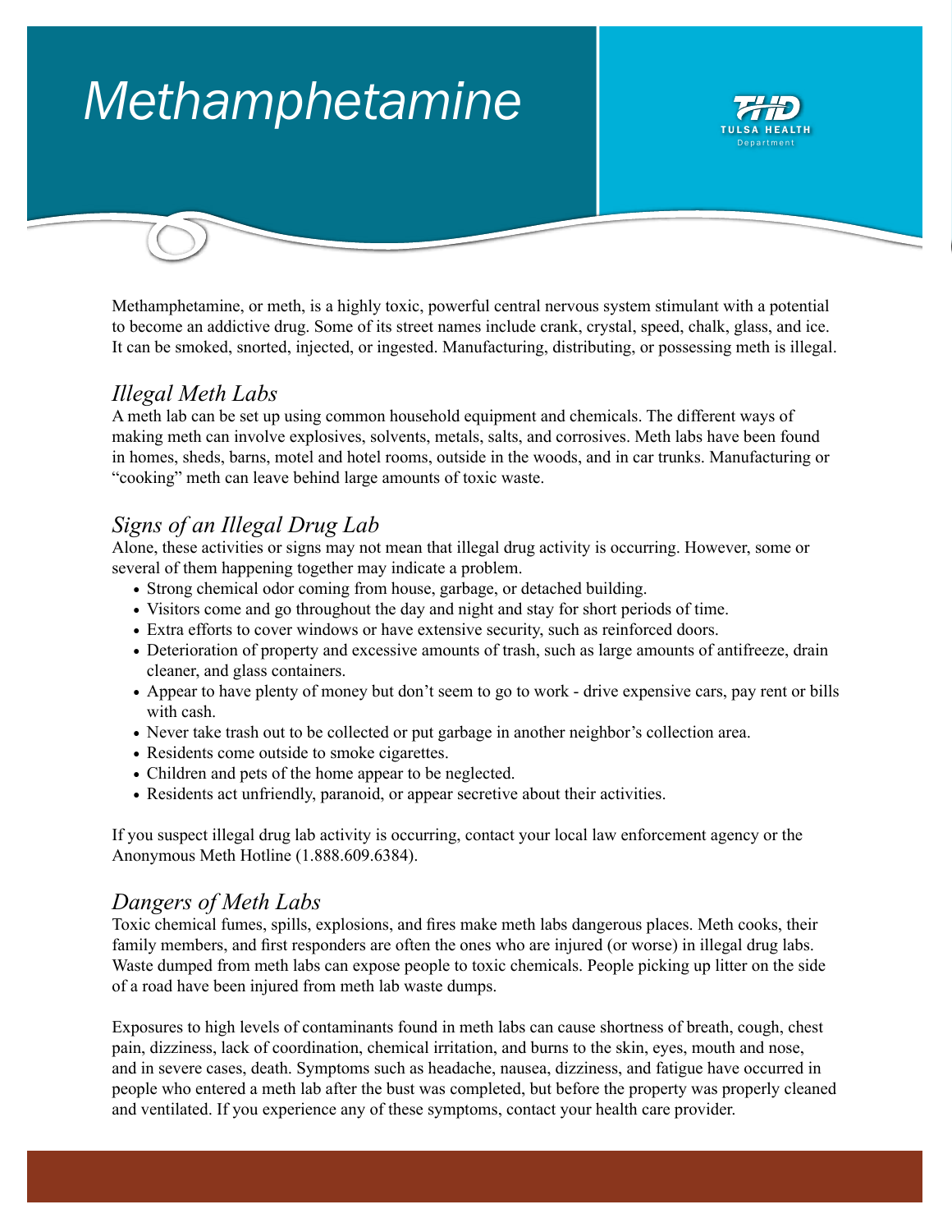# Methamphetamine

Methamphetamine, or meth, is a highly toxic, powerful central nervous system stimulant with a potential to become an addictive drug. Some of its street names include crank, crystal, speed, chalk, glass, and ice. It can be smoked, snorted, injected, or ingested. Manufacturing, distributing, or possessing meth is illegal.

## *Illegal Meth Labs*

A meth lab can be set up using common household equipment and chemicals. The different ways of making meth can involve explosives, solvents, metals, salts, and corrosives. Meth labs have been found in homes, sheds, barns, motel and hotel rooms, outside in the woods, and in car trunks. Manufacturing or "cooking" meth can leave behind large amounts of toxic waste.

## *Signs of an Illegal Drug Lab*

Alone, these activities or signs may not mean that illegal drug activity is occurring. However, some or several of them happening together may indicate a problem.

- Strong chemical odor coming from house, garbage, or detached building.
- Visitors come and go throughout the day and night and stay for short periods of time.
- Extra efforts to cover windows or have extensive security, such as reinforced doors.
- Deterioration of property and excessive amounts of trash, such as large amounts of antifreeze, drain cleaner, and glass containers.
- Appear to have plenty of money but don't seem to go to work - drive expensive cars, pay rent or bills with cash.
- Never take trash out to be collected or put garbage in another neighbor's collection area.
- Residents come outside to smoke cigarettes.
- Children and pets of the home appear to be neglected.
- Residents act unfriendly, paranoid, or appear secretive about their activities.

If you suspect illegal drug lab activity is occurring, contact your local law enforcement agency or the Anonymous Meth Hotline (1.888.609.6384).

## *Dangers of Meth Labs*

Toxic chemical fumes, spills, explosions, and fires make meth labs dangerous places. Meth cooks, their family members, and first responders are often the ones who are injured (or worse) in illegal drug labs. Waste dumped from meth labs can expose people to toxic chemicals. People picking up litter on the side of a road have been injured from meth lab waste dumps.

Exposures to high levels of contaminants found in meth labs can cause shortness of breath, cough, chest pain, dizziness, lack of coordination, chemical irritation, and burns to the skin, eyes, mouth and nose, and in severe cases, death. Symptoms such as headache, nausea, dizziness, and fatigue have occurred in people who entered a meth lab after the bust was completed, but before the property was properly cleaned and ventilated. If you experience any of these symptoms, contact your health care provider.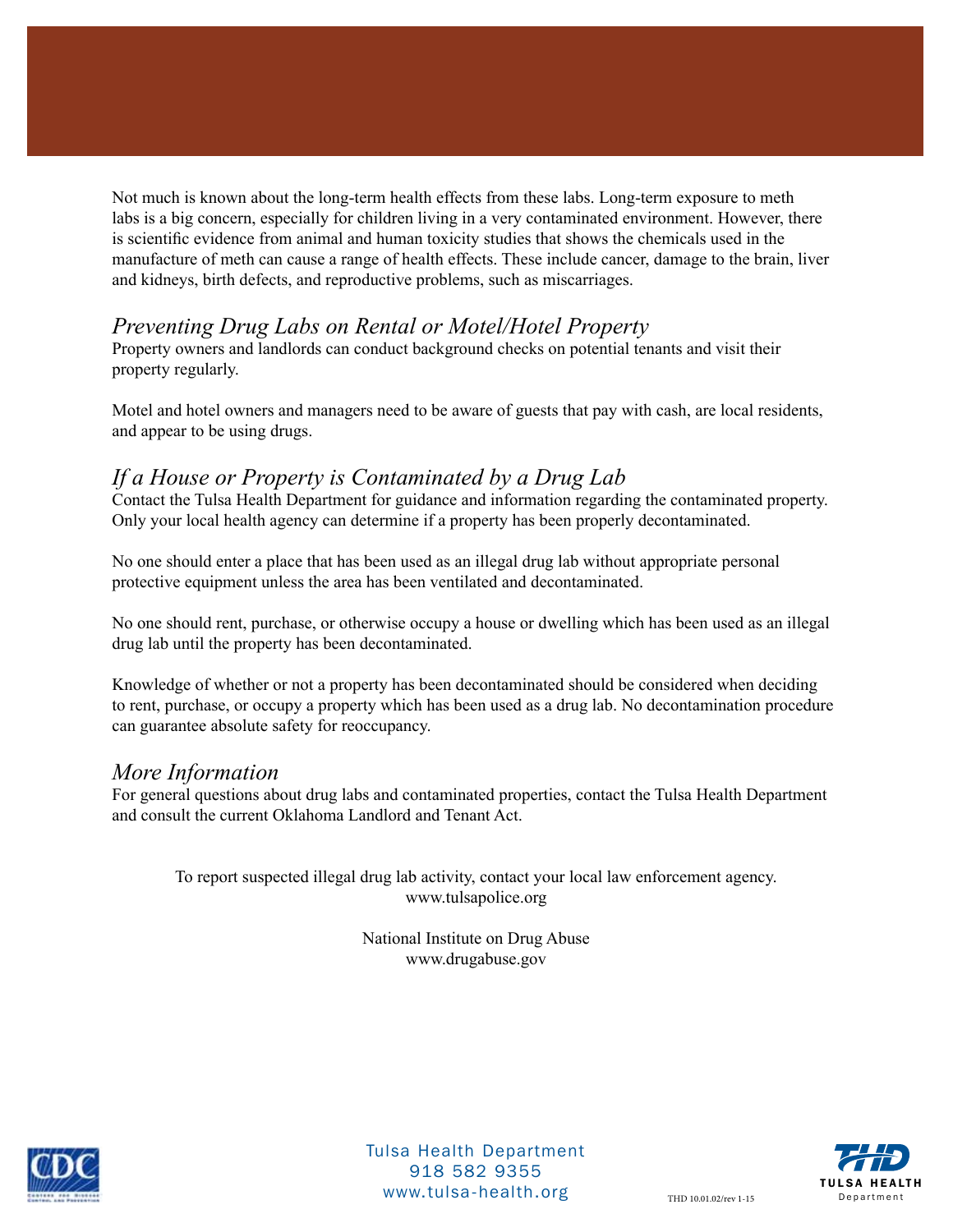Not much is known about the long-term health effects from these labs. Long-term exposure to meth labs is a big concern, especially for children living in a very contaminated environment. However, there is scientific evidence from animal and human toxicity studies that shows the chemicals used in the manufacture of meth can cause a range of health effects. These include cancer, damage to the brain, liver and kidneys, birth defects, and reproductive problems, such as miscarriages.

## *Preventing Drug Labs on Rental or Motel/Hotel Property*

Property owners and landlords can conduct background checks on potential tenants and visit their property regularly.

Motel and hotel owners and managers need to be aware of guests that pay with cash, are local residents, and appear to be using drugs.

## *If a House or Property is Contaminated by a Drug Lab*

Contact the Tulsa Health Department for guidance and information regarding the contaminated property. Only your local health agency can determine if a property has been properly decontaminated.

No one should enter a place that has been used as an illegal drug lab without appropriate personal protective equipment unless the area has been ventilated and decontaminated.

No one should rent, purchase, or otherwise occupy a house or dwelling which has been used as an illegal drug lab until the property has been decontaminated.

Knowledge of whether or not a property has been decontaminated should be considered when deciding to rent, purchase, or occupy a property which has been used as a drug lab. No decontamination procedure can guarantee absolute safety for reoccupancy.

## *More Information*

For general questions about drug labs and contaminated properties, contact the Tulsa Health Department and consult the current Oklahoma Landlord and Tenant Act.

To report suspected illegal drug lab activity, contact your local law enforcement agency.
www.tulsapolice.org

National Institute on Drug Abuse
www.drugabuse.gov

Tulsa Health Department
918 582 9355
www.tulsa-health.org

THD 10.01.02/rev 1-15